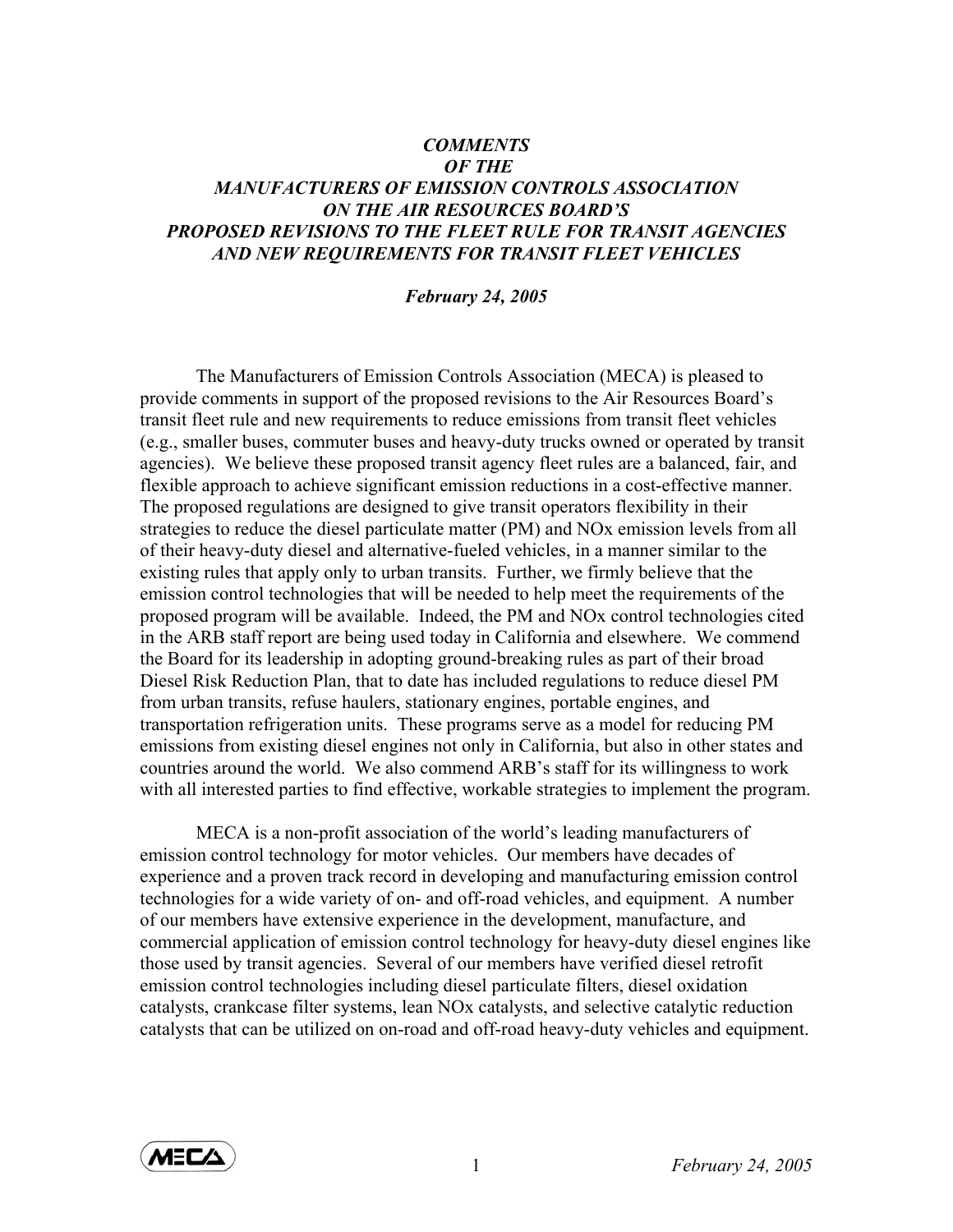***COMMENTS***
***OF THE***
***MANUFACTURERS OF EMISSION CONTROLS ASSOCIATION***
***ON THE AIR RESOURCES BOARD'S***
***PROPOSED REVISIONS TO THE FLEET RULE FOR TRANSIT AGENCIES***
***AND NEW REQUIREMENTS FOR TRANSIT FLEET VEHICLES***

***February 24, 2005***

The Manufacturers of Emission Controls Association (MECA) is pleased to provide comments in support of the proposed revisions to the Air Resources Board's transit fleet rule and new requirements to reduce emissions from transit fleet vehicles (e.g., smaller buses, commuter buses and heavy-duty trucks owned or operated by transit agencies). We believe these proposed transit agency fleet rules are a balanced, fair, and flexible approach to achieve significant emission reductions in a cost-effective manner. The proposed regulations are designed to give transit operators flexibility in their strategies to reduce the diesel particulate matter (PM) and NOx emission levels from all of their heavy-duty diesel and alternative-fueled vehicles, in a manner similar to the existing rules that apply only to urban transits. Further, we firmly believe that the emission control technologies that will be needed to help meet the requirements of the proposed program will be available. Indeed, the PM and NOx control technologies cited in the ARB staff report are being used today in California and elsewhere. We commend the Board for its leadership in adopting ground-breaking rules as part of their broad Diesel Risk Reduction Plan, that to date has included regulations to reduce diesel PM from urban transits, refuse haulers, stationary engines, portable engines, and transportation refrigeration units. These programs serve as a model for reducing PM emissions from existing diesel engines not only in California, but also in other states and countries around the world. We also commend ARB's staff for its willingness to work with all interested parties to find effective, workable strategies to implement the program.

MECA is a non-profit association of the world's leading manufacturers of emission control technology for motor vehicles. Our members have decades of experience and a proven track record in developing and manufacturing emission control technologies for a wide variety of on- and off-road vehicles, and equipment. A number of our members have extensive experience in the development, manufacture, and commercial application of emission control technology for heavy-duty diesel engines like those used by transit agencies. Several of our members have verified diesel retrofit emission control technologies including diesel particulate filters, diesel oxidation catalysts, crankcase filter systems, lean NOx catalysts, and selective catalytic reduction catalysts that can be utilized on on-road and off-road heavy-duty vehicles and equipment.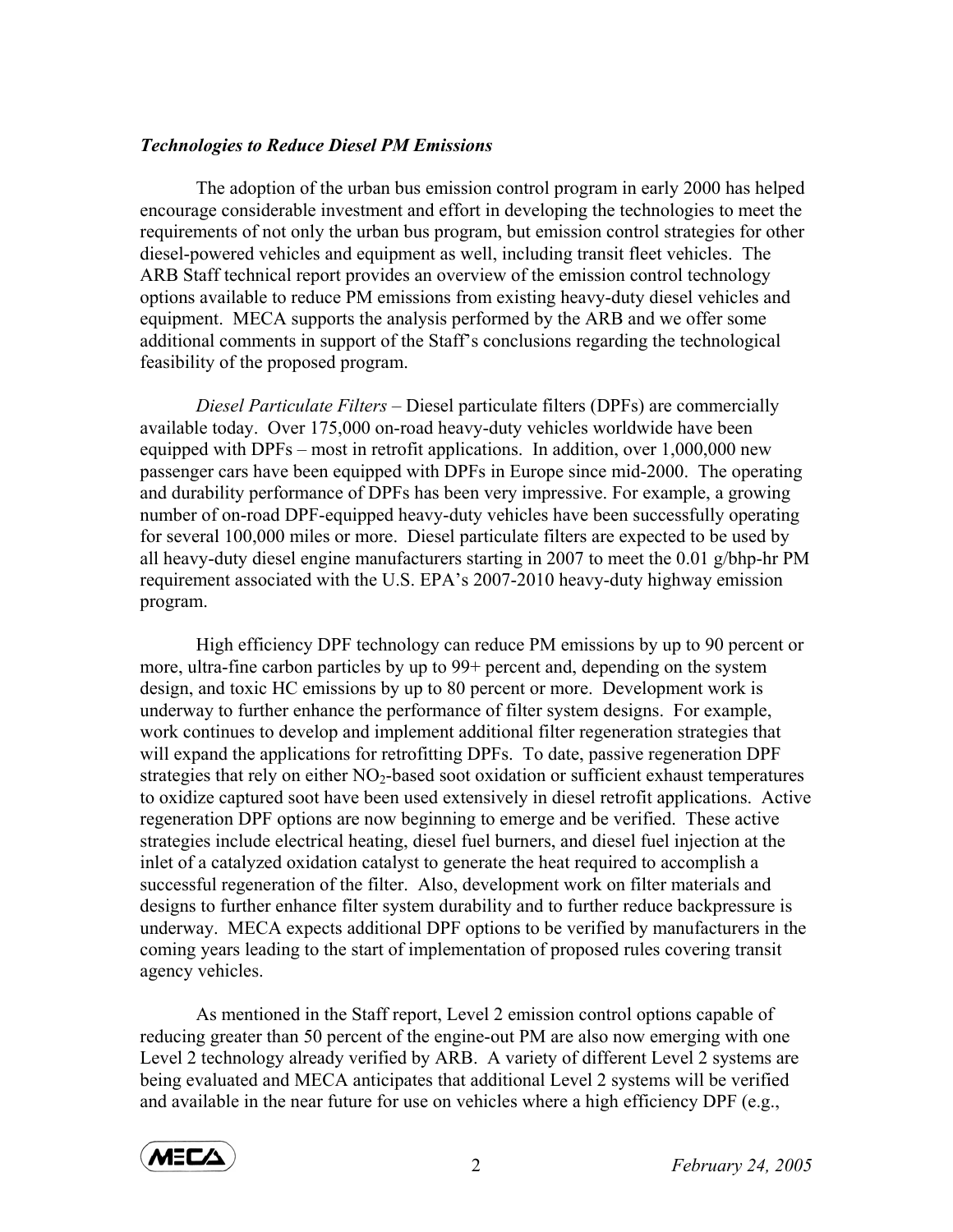***Technologies to Reduce Diesel PM Emissions***

The adoption of the urban bus emission control program in early 2000 has helped encourage considerable investment and effort in developing the technologies to meet the requirements of not only the urban bus program, but emission control strategies for other diesel-powered vehicles and equipment as well, including transit fleet vehicles. The ARB Staff technical report provides an overview of the emission control technology options available to reduce PM emissions from existing heavy-duty diesel vehicles and equipment. MECA supports the analysis performed by the ARB and we offer some additional comments in support of the Staff's conclusions regarding the technological feasibility of the proposed program.

*Diesel Particulate Filters* – Diesel particulate filters (DPFs) are commercially available today. Over 175,000 on-road heavy-duty vehicles worldwide have been equipped with DPFs – most in retrofit applications. In addition, over 1,000,000 new passenger cars have been equipped with DPFs in Europe since mid-2000. The operating and durability performance of DPFs has been very impressive. For example, a growing number of on-road DPF-equipped heavy-duty vehicles have been successfully operating for several 100,000 miles or more. Diesel particulate filters are expected to be used by all heavy-duty diesel engine manufacturers starting in 2007 to meet the 0.01 g/bhp-hr PM requirement associated with the U.S. EPA's 2007-2010 heavy-duty highway emission program.

High efficiency DPF technology can reduce PM emissions by up to 90 percent or more, ultra-fine carbon particles by up to 99+ percent and, depending on the system design, and toxic HC emissions by up to 80 percent or more. Development work is underway to further enhance the performance of filter system designs. For example, work continues to develop and implement additional filter regeneration strategies that will expand the applications for retrofitting DPFs. To date, passive regeneration DPF strategies that rely on either $NO_2$-based soot oxidation or sufficient exhaust temperatures to oxidize captured soot have been used extensively in diesel retrofit applications. Active regeneration DPF options are now beginning to emerge and be verified. These active strategies include electrical heating, diesel fuel burners, and diesel fuel injection at the inlet of a catalyzed oxidation catalyst to generate the heat required to accomplish a successful regeneration of the filter. Also, development work on filter materials and designs to further enhance filter system durability and to further reduce backpressure is underway. MECA expects additional DPF options to be verified by manufacturers in the coming years leading to the start of implementation of proposed rules covering transit agency vehicles.

As mentioned in the Staff report, Level 2 emission control options capable of reducing greater than 50 percent of the engine-out PM are also now emerging with one Level 2 technology already verified by ARB. A variety of different Level 2 systems are being evaluated and MECA anticipates that additional Level 2 systems will be verified and available in the near future for use on vehicles where a high efficiency DPF (e.g.,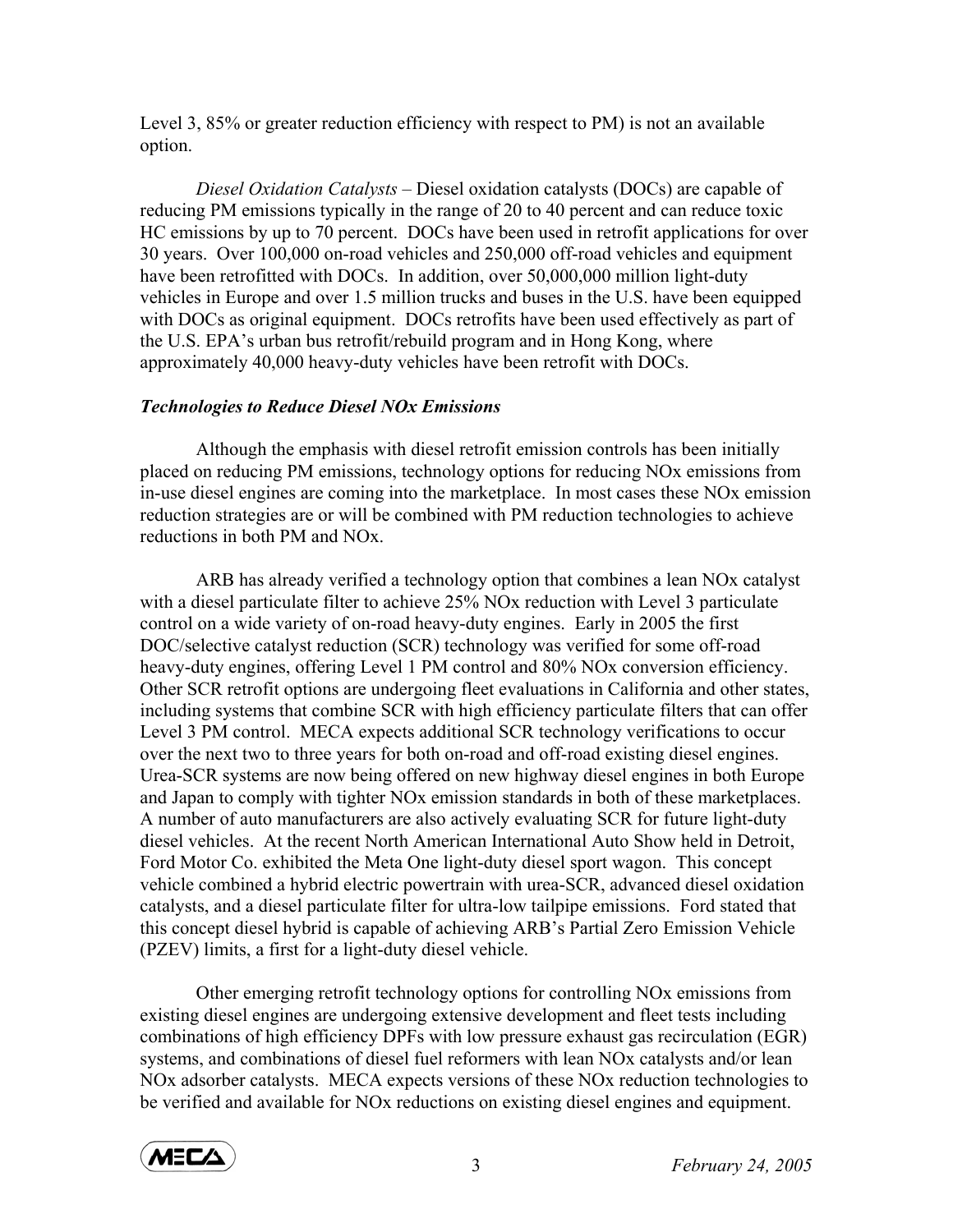Level 3, 85% or greater reduction efficiency with respect to PM) is not an available option.

*Diesel Oxidation Catalysts* – Diesel oxidation catalysts (DOCs) are capable of reducing PM emissions typically in the range of 20 to 40 percent and can reduce toxic HC emissions by up to 70 percent. DOCs have been used in retrofit applications for over 30 years. Over 100,000 on-road vehicles and 250,000 off-road vehicles and equipment have been retrofitted with DOCs. In addition, over 50,000,000 million light-duty vehicles in Europe and over 1.5 million trucks and buses in the U.S. have been equipped with DOCs as original equipment. DOCs retrofits have been used effectively as part of the U.S. EPA's urban bus retrofit/rebuild program and in Hong Kong, where approximately 40,000 heavy-duty vehicles have been retrofit with DOCs.

***Technologies to Reduce Diesel NOx Emissions***

Although the emphasis with diesel retrofit emission controls has been initially placed on reducing PM emissions, technology options for reducing NOx emissions from in-use diesel engines are coming into the marketplace. In most cases these NOx emission reduction strategies are or will be combined with PM reduction technologies to achieve reductions in both PM and NOx.

ARB has already verified a technology option that combines a lean NOx catalyst with a diesel particulate filter to achieve 25% NOx reduction with Level 3 particulate control on a wide variety of on-road heavy-duty engines. Early in 2005 the first DOC/selective catalyst reduction (SCR) technology was verified for some off-road heavy-duty engines, offering Level 1 PM control and 80% NOx conversion efficiency. Other SCR retrofit options are undergoing fleet evaluations in California and other states, including systems that combine SCR with high efficiency particulate filters that can offer Level 3 PM control. MECA expects additional SCR technology verifications to occur over the next two to three years for both on-road and off-road existing diesel engines. Urea-SCR systems are now being offered on new highway diesel engines in both Europe and Japan to comply with tighter NOx emission standards in both of these marketplaces. A number of auto manufacturers are also actively evaluating SCR for future light-duty diesel vehicles. At the recent North American International Auto Show held in Detroit, Ford Motor Co. exhibited the Meta One light-duty diesel sport wagon. This concept vehicle combined a hybrid electric powertrain with urea-SCR, advanced diesel oxidation catalysts, and a diesel particulate filter for ultra-low tailpipe emissions. Ford stated that this concept diesel hybrid is capable of achieving ARB's Partial Zero Emission Vehicle (PZEV) limits, a first for a light-duty diesel vehicle.

Other emerging retrofit technology options for controlling NOx emissions from existing diesel engines are undergoing extensive development and fleet tests including combinations of high efficiency DPFs with low pressure exhaust gas recirculation (EGR) systems, and combinations of diesel fuel reformers with lean NOx catalysts and/or lean NOx adsorber catalysts. MECA expects versions of these NOx reduction technologies to be verified and available for NOx reductions on existing diesel engines and equipment.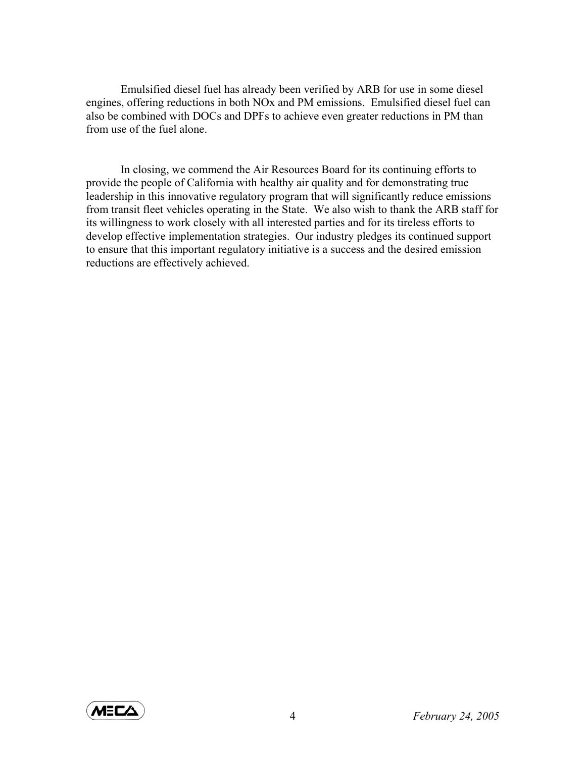Emulsified diesel fuel has already been verified by ARB for use in some diesel engines, offering reductions in both NOx and PM emissions. Emulsified diesel fuel can also be combined with DOCs and DPFs to achieve even greater reductions in PM than from use of the fuel alone.

In closing, we commend the Air Resources Board for its continuing efforts to provide the people of California with healthy air quality and for demonstrating true leadership in this innovative regulatory program that will significantly reduce emissions from transit fleet vehicles operating in the State. We also wish to thank the ARB staff for its willingness to work closely with all interested parties and for its tireless efforts to develop effective implementation strategies. Our industry pledges its continued support to ensure that this important regulatory initiative is a success and the desired emission reductions are effectively achieved.